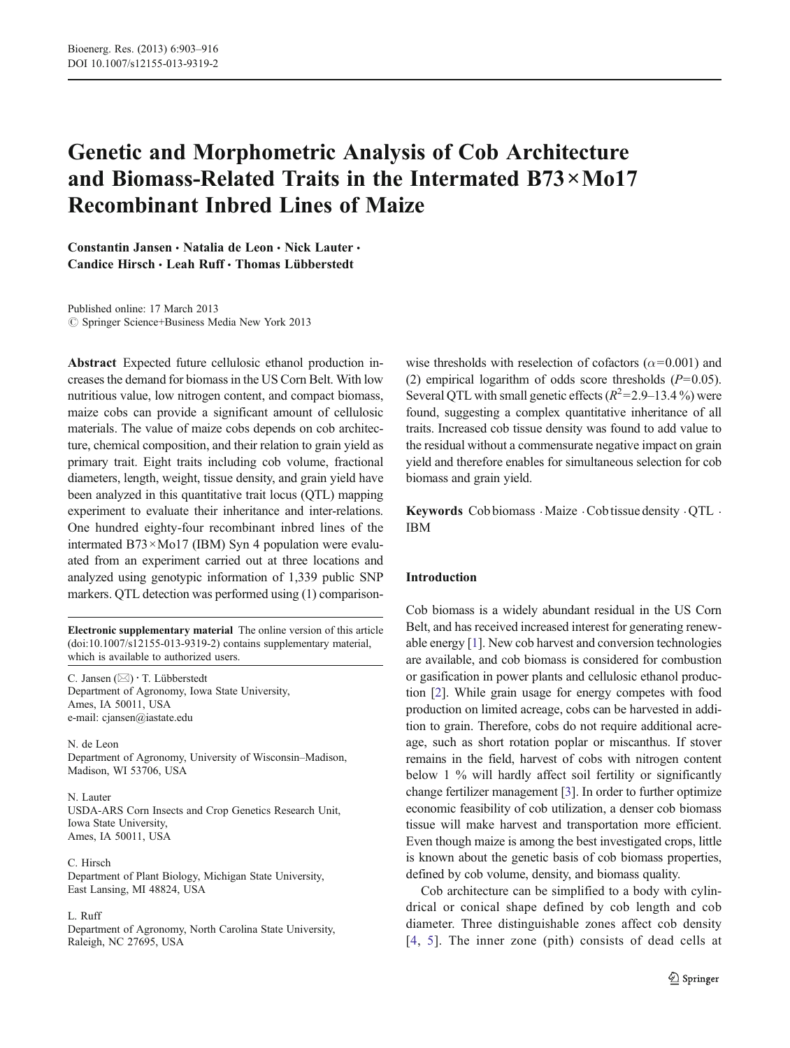# Genetic and Morphometric Analysis of Cob Architecture and Biomass-Related Traits in the Intermated B73×Mo17 Recombinant Inbred Lines of Maize

**Constantin Jansen · Natalia de Leon · Nick Lauter · Candice Hirsch · Leah Ruff · Thomas Lübberstedt**

Published online: 17 March 2013
© Springer Science+Business Media New York 2013

**Abstract** Expected future cellulosic ethanol production increases the demand for biomass in the US Corn Belt. With low nutritious value, low nitrogen content, and compact biomass, maize cobs can provide a significant amount of cellulosic materials. The value of maize cobs depends on cob architecture, chemical composition, and their relation to grain yield as primary trait. Eight traits including cob volume, fractional diameters, length, weight, tissue density, and grain yield have been analyzed in this quantitative trait locus (QTL) mapping experiment to evaluate their inheritance and inter-relations. One hundred eighty-four recombinant inbred lines of the intermated B73×Mo17 (IBM) Syn 4 population were evaluated from an experiment carried out at three locations and analyzed using genotypic information of 1,339 public SNP markers. QTL detection was performed using (1) comparison-wise thresholds with reselection of cofactors ($\alpha=0.001$) and (2) empirical logarithm of odds score thresholds ($P=0.05$). Several QTL with small genetic effects ($R^2=2.9$–$13.4$ %) were found, suggesting a complex quantitative inheritance of all traits. Increased cob tissue density was found to add value to the residual without a commensurate negative impact on grain yield and therefore enables for simultaneous selection for cob biomass and grain yield.

**Keywords** Cob biomass · Maize · Cob tissue density · QTL · IBM

**Electronic supplementary material** The online version of this article (doi:10.1007/s12155-013-9319-2) contains supplementary material, which is available to authorized users.

C. Jansen (✉) · T. Lübberstedt
Department of Agronomy, Iowa State University, Ames, IA 50011, USA
e-mail: cjansen@iastate.edu

N. de Leon
Department of Agronomy, University of Wisconsin–Madison, Madison, WI 53706, USA

N. Lauter
USDA-ARS Corn Insects and Crop Genetics Research Unit, Iowa State University, Ames, IA 50011, USA

C. Hirsch
Department of Plant Biology, Michigan State University, East Lansing, MI 48824, USA

L. Ruff
Department of Agronomy, North Carolina State University, Raleigh, NC 27695, USA

## Introduction

Cob biomass is a widely abundant residual in the US Corn Belt, and has received increased interest for generating renewable energy [1]. New cob harvest and conversion technologies are available, and cob biomass is considered for combustion or gasification in power plants and cellulosic ethanol production [2]. While grain usage for energy competes with food production on limited acreage, cobs can be harvested in addition to grain. Therefore, cobs do not require additional acreage, such as short rotation poplar or miscanthus. If stover remains in the field, harvest of cobs with nitrogen content below 1 % will hardly affect soil fertility or significantly change fertilizer management [3]. In order to further optimize economic feasibility of cob utilization, a denser cob biomass tissue will make harvest and transportation more efficient. Even though maize is among the best investigated crops, little is known about the genetic basis of cob biomass properties, defined by cob volume, density, and biomass quality.

Cob architecture can be simplified to a body with cylindrical or conical shape defined by cob length and cob diameter. Three distinguishable zones affect cob density [4, 5]. The inner zone (pith) consists of dead cells at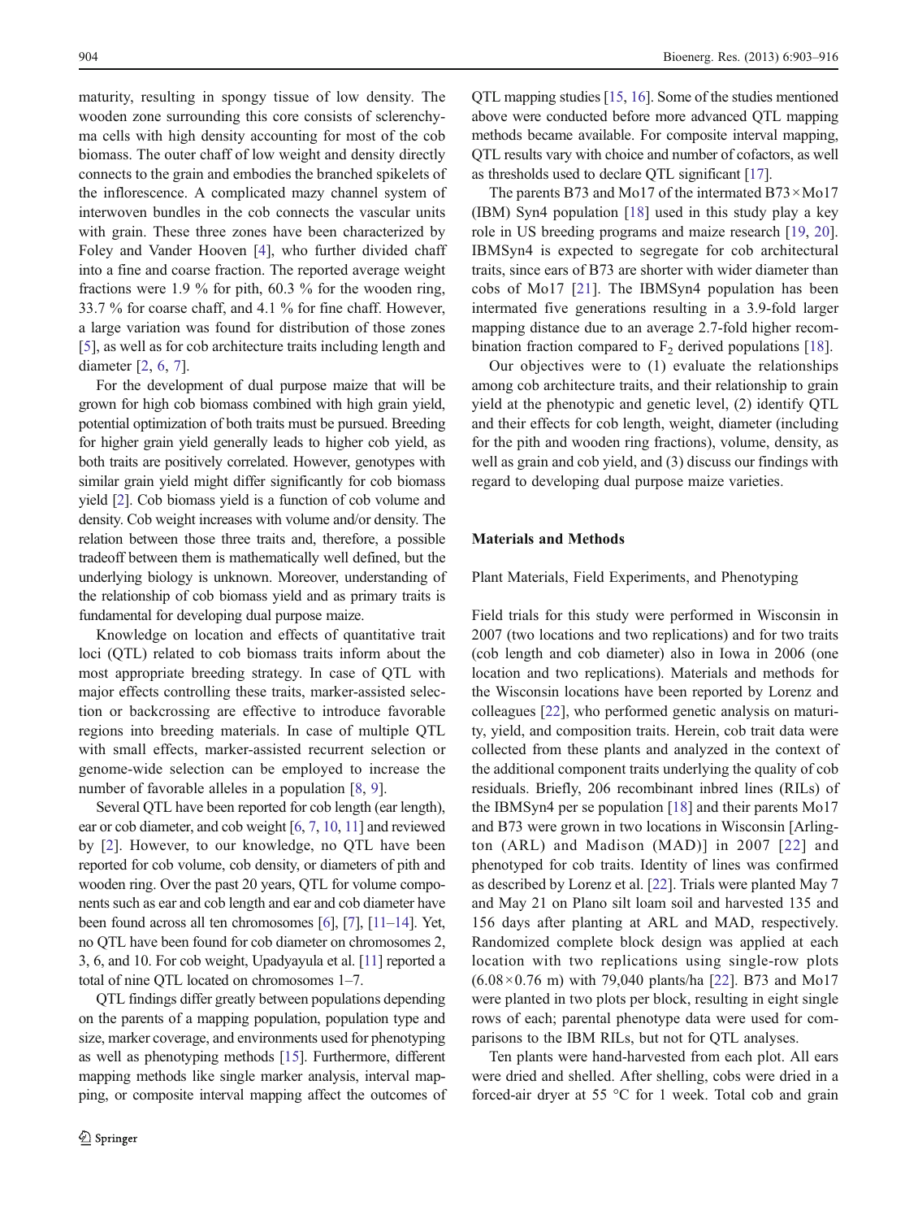maturity, resulting in spongy tissue of low density. The wooden zone surrounding this core consists of sclerenchyma cells with high density accounting for most of the cob biomass. The outer chaff of low weight and density directly connects to the grain and embodies the branched spikelets of the inflorescence. A complicated mazy channel system of interwoven bundles in the cob connects the vascular units with grain. These three zones have been characterized by Foley and Vander Hooven [4], who further divided chaff into a fine and coarse fraction. The reported average weight fractions were 1.9 % for pith, 60.3 % for the wooden ring, 33.7 % for coarse chaff, and 4.1 % for fine chaff. However, a large variation was found for distribution of those zones [5], as well as for cob architecture traits including length and diameter [2, 6, 7].

For the development of dual purpose maize that will be grown for high cob biomass combined with high grain yield, potential optimization of both traits must be pursued. Breeding for higher grain yield generally leads to higher cob yield, as both traits are positively correlated. However, genotypes with similar grain yield might differ significantly for cob biomass yield [2]. Cob biomass yield is a function of cob volume and density. Cob weight increases with volume and/or density. The relation between those three traits and, therefore, a possible tradeoff between them is mathematically well defined, but the underlying biology is unknown. Moreover, understanding of the relationship of cob biomass yield and as primary traits is fundamental for developing dual purpose maize.

Knowledge on location and effects of quantitative trait loci (QTL) related to cob biomass traits inform about the most appropriate breeding strategy. In case of QTL with major effects controlling these traits, marker-assisted selection or backcrossing are effective to introduce favorable regions into breeding materials. In case of multiple QTL with small effects, marker-assisted recurrent selection or genome-wide selection can be employed to increase the number of favorable alleles in a population [8, 9].

Several QTL have been reported for cob length (ear length), ear or cob diameter, and cob weight [6, 7, 10, 11] and reviewed by [2]. However, to our knowledge, no QTL have been reported for cob volume, cob density, or diameters of pith and wooden ring. Over the past 20 years, QTL for volume components such as ear and cob length and ear and cob diameter have been found across all ten chromosomes [6], [7], [11–14]. Yet, no QTL have been found for cob diameter on chromosomes 2, 3, 6, and 10. For cob weight, Upadyayula et al. [11] reported a total of nine QTL located on chromosomes 1–7.

QTL findings differ greatly between populations depending on the parents of a mapping population, population type and size, marker coverage, and environments used for phenotyping as well as phenotyping methods [15]. Furthermore, different mapping methods like single marker analysis, interval mapping, or composite interval mapping affect the outcomes of QTL mapping studies [15, 16]. Some of the studies mentioned above were conducted before more advanced QTL mapping methods became available. For composite interval mapping, QTL results vary with choice and number of cofactors, as well as thresholds used to declare QTL significant [17].

The parents B73 and Mo17 of the intermated B73×Mo17 (IBM) Syn4 population [18] used in this study play a key role in US breeding programs and maize research [19, 20]. IBMSyn4 is expected to segregate for cob architectural traits, since ears of B73 are shorter with wider diameter than cobs of Mo17 [21]. The IBMSyn4 population has been intermated five generations resulting in a 3.9-fold larger mapping distance due to an average 2.7-fold higher recombination fraction compared to $F_2$ derived populations [18].

Our objectives were to (1) evaluate the relationships among cob architecture traits, and their relationship to grain yield at the phenotypic and genetic level, (2) identify QTL and their effects for cob length, weight, diameter (including for the pith and wooden ring fractions), volume, density, as well as grain and cob yield, and (3) discuss our findings with regard to developing dual purpose maize varieties.

## Materials and Methods

### Plant Materials, Field Experiments, and Phenotyping

Field trials for this study were performed in Wisconsin in 2007 (two locations and two replications) and for two traits (cob length and cob diameter) also in Iowa in 2006 (one location and two replications). Materials and methods for the Wisconsin locations have been reported by Lorenz and colleagues [22], who performed genetic analysis on maturity, yield, and composition traits. Herein, cob trait data were collected from these plants and analyzed in the context of the additional component traits underlying the quality of cob residuals. Briefly, 206 recombinant inbred lines (RILs) of the IBMSyn4 per se population [18] and their parents Mo17 and B73 were grown in two locations in Wisconsin [Arlington (ARL) and Madison (MAD)] in 2007 [22] and phenotyped for cob traits. Identity of lines was confirmed as described by Lorenz et al. [22]. Trials were planted May 7 and May 21 on Plano silt loam soil and harvested 135 and 156 days after planting at ARL and MAD, respectively. Randomized complete block design was applied at each location with two replications using single-row plots (6.08×0.76 m) with 79,040 plants/ha [22]. B73 and Mo17 were planted in two plots per block, resulting in eight single rows of each; parental phenotype data were used for comparisons to the IBM RILs, but not for QTL analyses.

Ten plants were hand-harvested from each plot. All ears were dried and shelled. After shelling, cobs were dried in a forced-air dryer at 55 °C for 1 week. Total cob and grain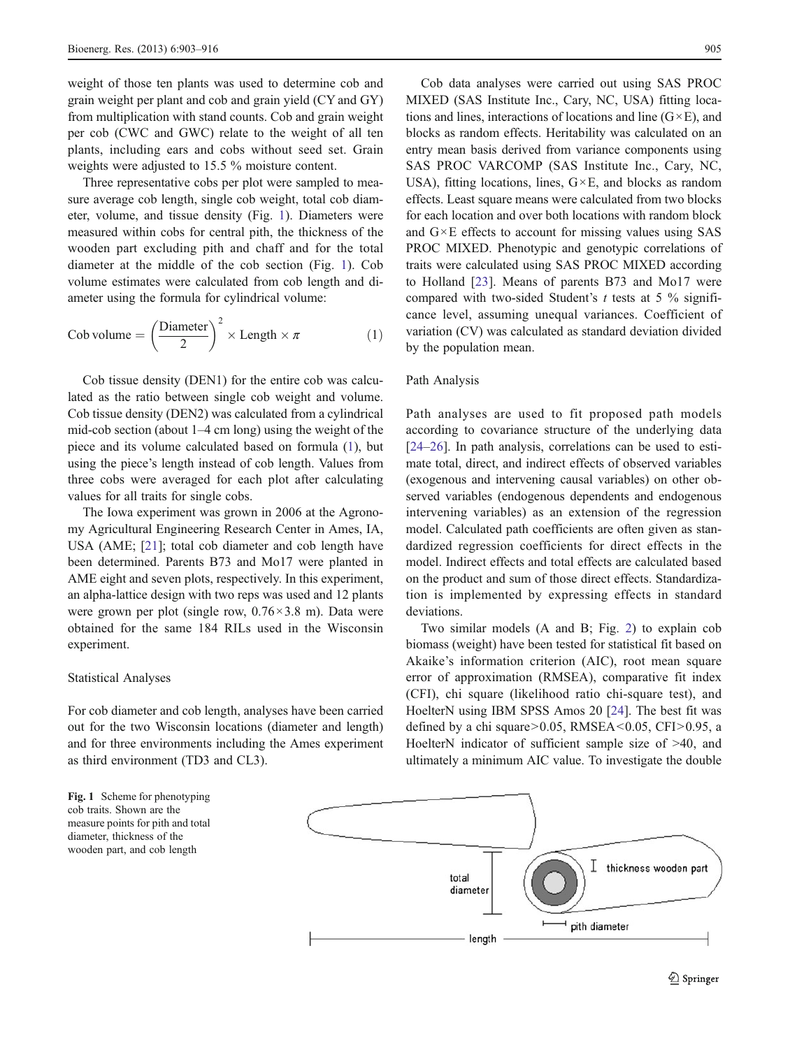weight of those ten plants was used to determine cob and grain weight per plant and cob and grain yield (CY and GY) from multiplication with stand counts. Cob and grain weight per cob (CWC and GWC) relate to the weight of all ten plants, including ears and cobs without seed set. Grain weights were adjusted to 15.5 % moisture content.

Three representative cobs per plot were sampled to measure average cob length, single cob weight, total cob diameter, volume, and tissue density (Fig. 1). Diameters were measured within cobs for central pith, the thickness of the wooden part excluding pith and chaff and for the total diameter at the middle of the cob section (Fig. 1). Cob volume estimates were calculated from cob length and diameter using the formula for cylindrical volume:

$$\text{Cob volume} = \left(\frac{\text{Diameter}}{2}\right)^2 \times \text{Length} \times \pi \tag{1}$$

Cob tissue density (DEN1) for the entire cob was calculated as the ratio between single cob weight and volume. Cob tissue density (DEN2) was calculated from a cylindrical mid-cob section (about 1–4 cm long) using the weight of the piece and its volume calculated based on formula (1), but using the piece's length instead of cob length. Values from three cobs were averaged for each plot after calculating values for all traits for single cobs.

The Iowa experiment was grown in 2006 at the Agronomy Agricultural Engineering Research Center in Ames, IA, USA (AME; [21]; total cob diameter and cob length have been determined. Parents B73 and Mo17 were planted in AME eight and seven plots, respectively. In this experiment, an alpha-lattice design with two reps was used and 12 plants were grown per plot (single row, 0.76×3.8 m). Data were obtained for the same 184 RILs used in the Wisconsin experiment.

### Statistical Analyses

For cob diameter and cob length, analyses have been carried out for the two Wisconsin locations (diameter and length) and for three environments including the Ames experiment as third environment (TD3 and CL3).

Cob data analyses were carried out using SAS PROC MIXED (SAS Institute Inc., Cary, NC, USA) fitting locations and lines, interactions of locations and line (G×E), and blocks as random effects. Heritability was calculated on an entry mean basis derived from variance components using SAS PROC VARCOMP (SAS Institute Inc., Cary, NC, USA), fitting locations, lines, G×E, and blocks as random effects. Least square means were calculated from two blocks for each location and over both locations with random block and G×E effects to account for missing values using SAS PROC MIXED. Phenotypic and genotypic correlations of traits were calculated using SAS PROC MIXED according to Holland [23]. Means of parents B73 and Mo17 were compared with two-sided Student's *t* tests at 5 % significance level, assuming unequal variances. Coefficient of variation (CV) was calculated as standard deviation divided by the population mean.

### Path Analysis

Path analyses are used to fit proposed path models according to covariance structure of the underlying data [24–26]. In path analysis, correlations can be used to estimate total, direct, and indirect effects of observed variables (exogenous and intervening causal variables) on other observed variables (endogenous dependents and endogenous intervening variables) as an extension of the regression model. Calculated path coefficients are often given as standardized regression coefficients for direct effects in the model. Indirect effects and total effects are calculated based on the product and sum of those direct effects. Standardization is implemented by expressing effects in standard deviations.

Two similar models (A and B; Fig. 2) to explain cob biomass (weight) have been tested for statistical fit based on Akaike's information criterion (AIC), root mean square error of approximation (RMSEA), comparative fit index (CFI), chi square (likelihood ratio chi-square test), and HoelterN using IBM SPSS Amos 20 [24]. The best fit was defined by a chi square>0.05, RMSEA<0.05, CFI>0.95, a HoelterN indicator of sufficient sample size of >40, and ultimately a minimum AIC value. To investigate the double

**Fig. 1** Scheme for phenotyping cob traits. Shown are the measure points for pith and total diameter, thickness of the wooden part, and cob length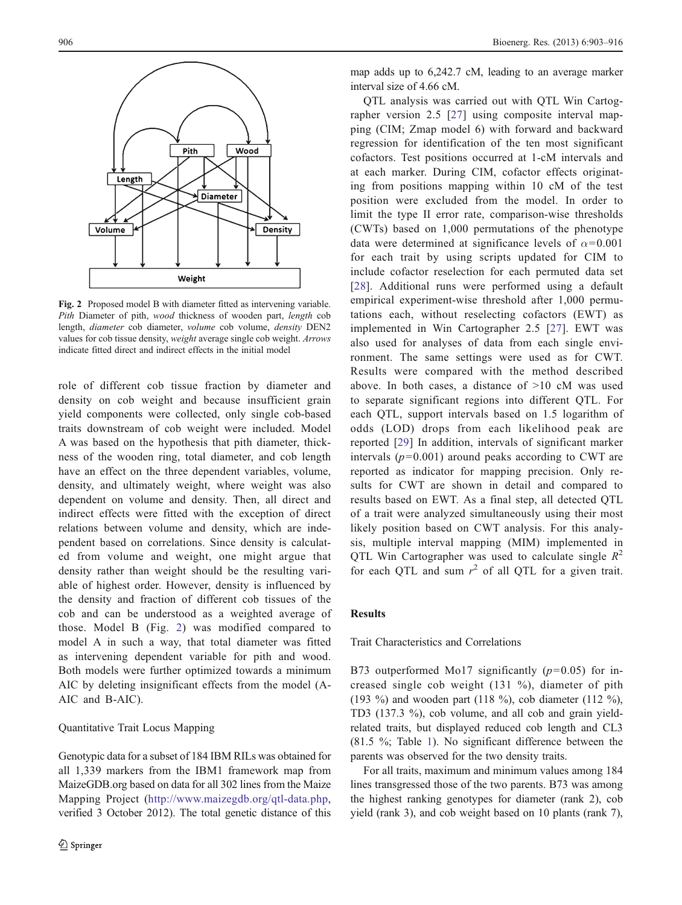Fig. 2 Proposed model B with diameter fitted as intervening variable. *Pith* Diameter of pith, *wood* thickness of wooden part, *length* cob length, *diameter* cob diameter, *volume* cob volume, *density* DEN2 values for cob tissue density, *weight* average single cob weight. *Arrows* indicate fitted direct and indirect effects in the initial model

role of different cob tissue fraction by diameter and density on cob weight and because insufficient grain yield components were collected, only single cob-based traits downstream of cob weight were included. Model A was based on the hypothesis that pith diameter, thickness of the wooden ring, total diameter, and cob length have an effect on the three dependent variables, volume, density, and ultimately weight, where weight was also dependent on volume and density. Then, all direct and indirect effects were fitted with the exception of direct relations between volume and density, which are independent based on correlations. Since density is calculated from volume and weight, one might argue that density rather than weight should be the resulting variable of highest order. However, density is influenced by the density and fraction of different cob tissues of the cob and can be understood as a weighted average of those. Model B (Fig. 2) was modified compared to model A in such a way, that total diameter was fitted as intervening dependent variable for pith and wood. Both models were further optimized towards a minimum AIC by deleting insignificant effects from the model (A-AIC and B-AIC).

### Quantitative Trait Locus Mapping

Genotypic data for a subset of 184 IBM RILs was obtained for all 1,339 markers from the IBM1 framework map from MaizeGDB.org based on data for all 302 lines from the Maize Mapping Project (http://www.maizegdb.org/qtl-data.php, verified 3 October 2012). The total genetic distance of this map adds up to 6,242.7 cM, leading to an average marker interval size of 4.66 cM.

QTL analysis was carried out with QTL Win Cartographer version 2.5 [27] using composite interval mapping (CIM; Zmap model 6) with forward and backward regression for identification of the ten most significant cofactors. Test positions occurred at 1-cM intervals and at each marker. During CIM, cofactor effects originating from positions mapping within 10 cM of the test position were excluded from the model. In order to limit the type II error rate, comparison-wise thresholds (CWTs) based on 1,000 permutations of the phenotype data were determined at significance levels of $\alpha=0.001$ for each trait by using scripts updated for CIM to include cofactor reselection for each permuted data set [28]. Additional runs were performed using a default empirical experiment-wise threshold after 1,000 permutations each, without reselecting cofactors (EWT) as implemented in Win Cartographer 2.5 [27]. EWT was also used for analyses of data from each single environment. The same settings were used as for CWT. Results were compared with the method described above. In both cases, a distance of >10 cM was used to separate significant regions into different QTL. For each QTL, support intervals based on 1.5 logarithm of odds (LOD) drops from each likelihood peak are reported [29] In addition, intervals of significant marker intervals ($p=0.001$) around peaks according to CWT are reported as indicator for mapping precision. Only results for CWT are shown in detail and compared to results based on EWT. As a final step, all detected QTL of a trait were analyzed simultaneously using their most likely position based on CWT analysis. For this analysis, multiple interval mapping (MIM) implemented in QTL Win Cartographer was used to calculate single $R^2$ for each QTL and sum $r^2$ of all QTL for a given trait.

## Results

### Trait Characteristics and Correlations

B73 outperformed Mo17 significantly ($p=0.05$) for increased single cob weight (131 %), diameter of pith (193 %) and wooden part (118 %), cob diameter (112 %), TD3 (137.3 %), cob volume, and all cob and grain yield-related traits, but displayed reduced cob length and CL3 (81.5 %; Table 1). No significant difference between the parents was observed for the two density traits.

For all traits, maximum and minimum values among 184 lines transgressed those of the two parents. B73 was among the highest ranking genotypes for diameter (rank 2), cob yield (rank 3), and cob weight based on 10 plants (rank 7),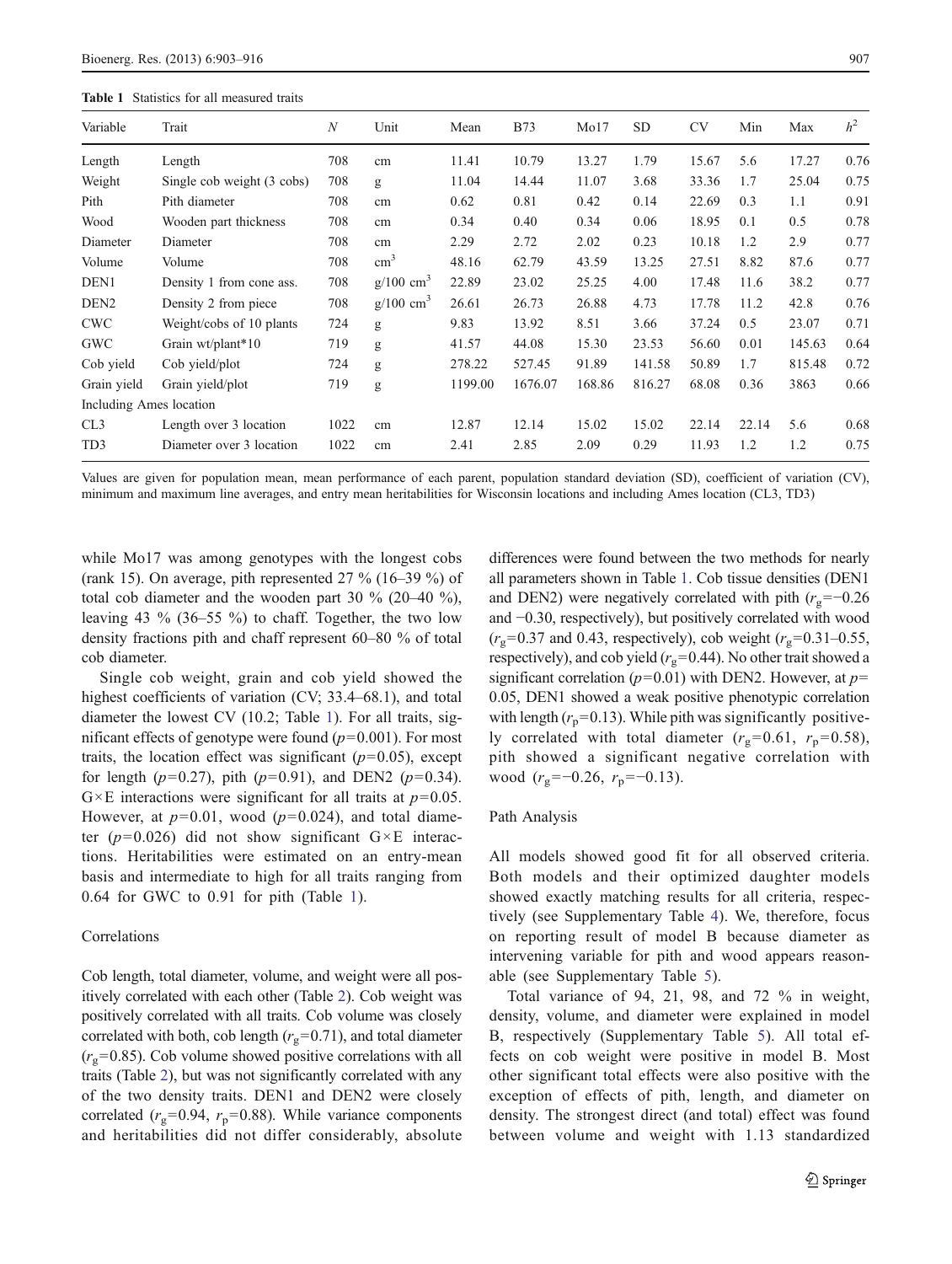**Table 1** Statistics for all measured traits

| Variable | Trait | $N$ | Unit | Mean | B73 | Mo17 | SD | CV | Min | Max | $h^2$ |
|---|---|---|---|---|---|---|---|---|---|---|---|
| Length | Length | 708 | cm | 11.41 | 10.79 | 13.27 | 1.79 | 15.67 | 5.6 | 17.27 | 0.76 |
| Weight | Single cob weight (3 cobs) | 708 | g | 11.04 | 14.44 | 11.07 | 3.68 | 33.36 | 1.7 | 25.04 | 0.75 |
| Pith | Pith diameter | 708 | cm | 0.62 | 0.81 | 0.42 | 0.14 | 22.69 | 0.3 | 1.1 | 0.91 |
| Wood | Wooden part thickness | 708 | cm | 0.34 | 0.40 | 0.34 | 0.06 | 18.95 | 0.1 | 0.5 | 0.78 |
| Diameter | Diameter | 708 | cm | 2.29 | 2.72 | 2.02 | 0.23 | 10.18 | 1.2 | 2.9 | 0.77 |
| Volume | Volume | 708 | $cm^3$ | 48.16 | 62.79 | 43.59 | 13.25 | 27.51 | 8.82 | 87.6 | 0.77 |
| DEN1 | Density 1 from cone ass. | 708 | g/100 $cm^3$ | 22.89 | 23.02 | 25.25 | 4.00 | 17.48 | 11.6 | 38.2 | 0.77 |
| DEN2 | Density 2 from piece | 708 | g/100 $cm^3$ | 26.61 | 26.73 | 26.88 | 4.73 | 17.78 | 11.2 | 42.8 | 0.76 |
| CWC | Weight/cobs of 10 plants | 724 | g | 9.83 | 13.92 | 8.51 | 3.66 | 37.24 | 0.5 | 23.07 | 0.71 |
| GWC | Grain wt/plant*10 | 719 | g | 41.57 | 44.08 | 15.30 | 23.53 | 56.60 | 0.01 | 145.63 | 0.64 |
| Cob yield | Cob yield/plot | 724 | g | 278.22 | 527.45 | 91.89 | 141.58 | 50.89 | 1.7 | 815.48 | 0.72 |
| Grain yield | Grain yield/plot | 719 | g | 1199.00 | 1676.07 | 168.86 | 816.27 | 68.08 | 0.36 | 3863 | 0.66 |
| Including Ames location | | | | | | | | | | | |
| CL3 | Length over 3 location | 1022 | cm | 12.87 | 12.14 | 15.02 | 15.02 | 22.14 | 22.14 | 5.6 | 0.68 |
| TD3 | Diameter over 3 location | 1022 | cm | 2.41 | 2.85 | 2.09 | 0.29 | 11.93 | 1.2 | 1.2 | 0.75 |

Values are given for population mean, mean performance of each parent, population standard deviation (SD), coefficient of variation (CV), minimum and maximum line averages, and entry mean heritabilities for Wisconsin locations and including Ames location (CL3, TD3)

while Mo17 was among genotypes with the longest cobs (rank 15). On average, pith represented 27 % (16–39 %) of total cob diameter and the wooden part 30 % (20–40 %), leaving 43 % (36–55 %) to chaff. Together, the two low density fractions pith and chaff represent 60–80 % of total cob diameter.

Single cob weight, grain and cob yield showed the highest coefficients of variation (CV; 33.4–68.1), and total diameter the lowest CV (10.2; Table 1). For all traits, significant effects of genotype were found ($p=0.001$). For most traits, the location effect was significant ($p=0.05$), except for length ($p=0.27$), pith ($p=0.91$), and DEN2 ($p=0.34$). G×E interactions were significant for all traits at $p=0.05$. However, at $p=0.01$, wood ($p=0.024$), and total diameter ($p=0.026$) did not show significant G×E interactions. Heritabilities were estimated on an entry-mean basis and intermediate to high for all traits ranging from 0.64 for GWC to 0.91 for pith (Table 1).

### Correlations

Cob length, total diameter, volume, and weight were all positively correlated with each other (Table 2). Cob weight was positively correlated with all traits. Cob volume was closely correlated with both, cob length ($r_g=0.71$), and total diameter ($r_g=0.85$). Cob volume showed positive correlations with all traits (Table 2), but was not significantly correlated with any of the two density traits. DEN1 and DEN2 were closely correlated ($r_g=0.94$, $r_p=0.88$). While variance components and heritabilities did not differ considerably, absolute differences were found between the two methods for nearly all parameters shown in Table 1. Cob tissue densities (DEN1 and DEN2) were negatively correlated with pith ($r_g=-0.26$ and $-0.30$, respectively), but positively correlated with wood ($r_g=0.37$ and 0.43, respectively), cob weight ($r_g=0.31$–0.55, respectively), and cob yield ($r_g=0.44$). No other trait showed a significant correlation ($p=0.01$) with DEN2. However, at $p=0.05$, DEN1 showed a weak positive phenotypic correlation with length ($r_p=0.13$). While pith was significantly positively correlated with total diameter ($r_g=0.61$, $r_p=0.58$), pith showed a significant negative correlation with wood ($r_g=-0.26$, $r_p=-0.13$).

### Path Analysis

All models showed good fit for all observed criteria. Both models and their optimized daughter models showed exactly matching results for all criteria, respectively (see Supplementary Table 4). We, therefore, focus on reporting result of model B because diameter as intervening variable for pith and wood appears reasonable (see Supplementary Table 5).

Total variance of 94, 21, 98, and 72 % in weight, density, volume, and diameter were explained in model B, respectively (Supplementary Table 5). All total effects on cob weight were positive in model B. Most other significant total effects were also positive with the exception of effects of pith, length, and diameter on density. The strongest direct (and total) effect was found between volume and weight with 1.13 standardized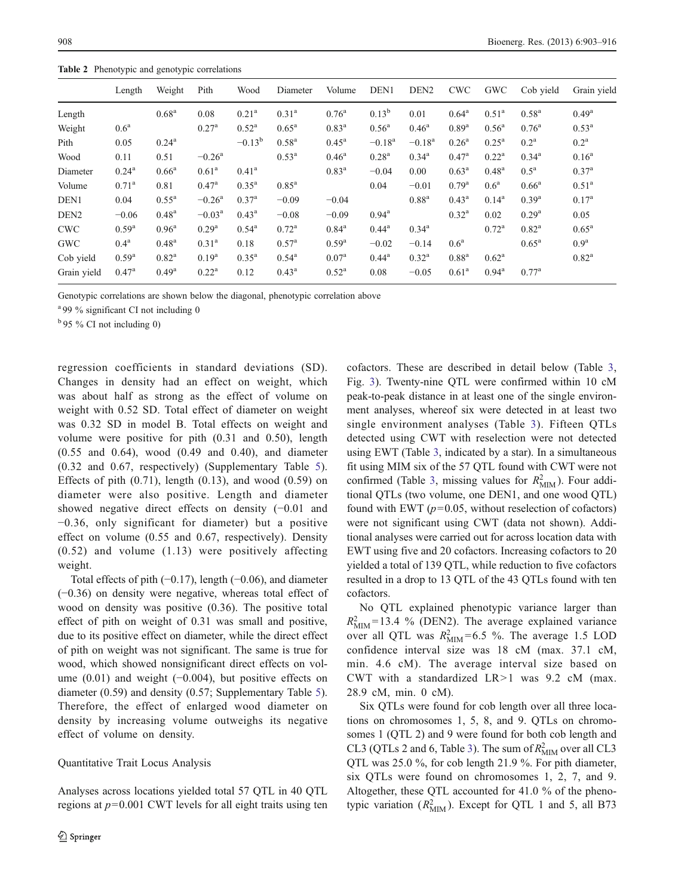**Table 2** Phenotypic and genotypic correlations

| | Length | Weight | Pith | Wood | Diameter | Volume | DEN1 | DEN2 | CWC | GWC | Cob yield | Grain yield |
|---|---|---|---|---|---|---|---|---|---|---|---|---|
| Length | | 0.68[a] | 0.08 | 0.21[a] | 0.31[a] | 0.76[a] | 0.13[b] | 0.01 | 0.64[a] | 0.51[a] | 0.58[a] | 0.49[a] |
| Weight | 0.6[a] | | 0.27[a] | 0.52[a] | 0.65[a] | 0.83[a] | 0.56[a] | 0.46[a] | 0.89[a] | 0.56[a] | 0.76[a] | 0.53[a] |
| Pith | 0.05 | 0.24[a] | | −0.13[b] | 0.58[a] | 0.45[a] | −0.18[a] | −0.18[a] | 0.26[a] | 0.25[a] | 0.2[a] | 0.2[a] |
| Wood | 0.11 | 0.51 | −0.26[a] | | 0.53[a] | 0.46[a] | 0.28[a] | 0.34[a] | 0.47[a] | 0.22[a] | 0.34[a] | 0.16[a] |
| Diameter | 0.24[a] | 0.66[a] | 0.61[a] | 0.41[a] | | 0.83[a] | −0.04 | 0.00 | 0.63[a] | 0.48[a] | 0.5[a] | 0.37[a] |
| Volume | 0.71[a] | 0.81 | 0.47[a] | 0.35[a] | 0.85[a] | | 0.04 | −0.01 | 0.79[a] | 0.6[a] | 0.66[a] | 0.51[a] |
| DEN1 | 0.04 | 0.55[a] | −0.26[a] | 0.37[a] | −0.09 | −0.04 | | 0.88[a] | 0.43[a] | 0.14[a] | 0.39[a] | 0.17[a] |
| DEN2 | −0.06 | 0.48[a] | −0.03[a] | 0.43[a] | −0.08 | −0.09 | 0.94[a] | | 0.32[a] | 0.02 | 0.29[a] | 0.05 |
| CWC | 0.59[a] | 0.96[a] | 0.29[a] | 0.54[a] | 0.72[a] | 0.84[a] | 0.44[a] | 0.34[a] | | 0.72[a] | 0.82[a] | 0.65[a] |
| GWC | 0.4[a] | 0.48[a] | 0.31[a] | 0.18 | 0.57[a] | 0.59[a] | −0.02 | −0.14 | 0.6[a] | | 0.65[a] | 0.9[a] |
| Cob yield | 0.59[a] | 0.82[a] | 0.19[a] | 0.35[a] | 0.54[a] | 0.07[a] | 0.44[a] | 0.32[a] | 0.88[a] | 0.62[a] | | 0.82[a] |
| Grain yield | 0.47[a] | 0.49[a] | 0.22[a] | 0.12 | 0.43[a] | 0.52[a] | 0.08 | −0.05 | 0.61[a] | 0.94[a] | 0.77[a] | |

Genotypic correlations are shown below the diagonal, phenotypic correlation above

[a] 99 % significant CI not including 0

[b] 95 % CI not including 0)

regression coefficients in standard deviations (SD). Changes in density had an effect on weight, which was about half as strong as the effect of volume on weight with 0.52 SD. Total effect of diameter on weight was 0.32 SD in model B. Total effects on weight and volume were positive for pith (0.31 and 0.50), length (0.55 and 0.64), wood (0.49 and 0.40), and diameter (0.32 and 0.67, respectively) (Supplementary Table 5). Effects of pith (0.71), length (0.13), and wood (0.59) on diameter were also positive. Length and diameter showed negative direct effects on density (−0.01 and −0.36, only significant for diameter) but a positive effect on volume (0.55 and 0.67, respectively). Density (0.52) and volume (1.13) were positively affecting weight.

Total effects of pith (−0.17), length (−0.06), and diameter (−0.36) on density were negative, whereas total effect of wood on density was positive (0.36). The positive total effect of pith on weight of 0.31 was small and positive, due to its positive effect on diameter, while the direct effect of pith on weight was not significant. The same is true for wood, which showed nonsignificant direct effects on volume (0.01) and weight (−0.004), but positive effects on diameter (0.59) and density (0.57; Supplementary Table 5). Therefore, the effect of enlarged wood diameter on density by increasing volume outweighs its negative effect of volume on density.

### Quantitative Trait Locus Analysis

Analyses across locations yielded total 57 QTL in 40 QTL regions at $p=0.001$ CWT levels for all eight traits using ten cofactors. These are described in detail below (Table 3, Fig. 3). Twenty-nine QTL were confirmed within 10 cM peak-to-peak distance in at least one of the single environment analyses, whereof six were detected in at least two single environment analyses (Table 3). Fifteen QTLs detected using CWT with reselection were not detected using EWT (Table 3, indicated by a star). In a simultaneous fit using MIM six of the 57 QTL found with CWT were not confirmed (Table 3, missing values for $R^2_{\mathrm{MIM}}$). Four additional QTLs (two volume, one DEN1, and one wood QTL) found with EWT ($p=0.05$, without reselection of cofactors) were not significant using CWT (data not shown). Additional analyses were carried out for across location data with EWT using five and 20 cofactors. Increasing cofactors to 20 yielded a total of 139 QTL, while reduction to five cofactors resulted in a drop to 13 QTL of the 43 QTLs found with ten cofactors.

No QTL explained phenotypic variance larger than $R^2_{\mathrm{MIM}}=13.4$ % (DEN2). The average explained variance over all QTL was $R^2_{\mathrm{MIM}}=6.5$ %. The average 1.5 LOD confidence interval size was 18 cM (max. 37.1 cM, min. 4.6 cM). The average interval size based on CWT with a standardized LR>1 was 9.2 cM (max. 28.9 cM, min. 0 cM).

Six QTLs were found for cob length over all three locations on chromosomes 1, 5, 8, and 9. QTLs on chromosomes 1 (QTL 2) and 9 were found for both cob length and CL3 (QTLs 2 and 6, Table 3). The sum of $R^2_{\mathrm{MIM}}$ over all CL3 QTL was 25.0 %, for cob length 21.9 %. For pith diameter, six QTLs were found on chromosomes 1, 2, 7, and 9. Altogether, these QTL accounted for 41.0 % of the phenotypic variation ($R^2_{\mathrm{MIM}}$). Except for QTL 1 and 5, all B73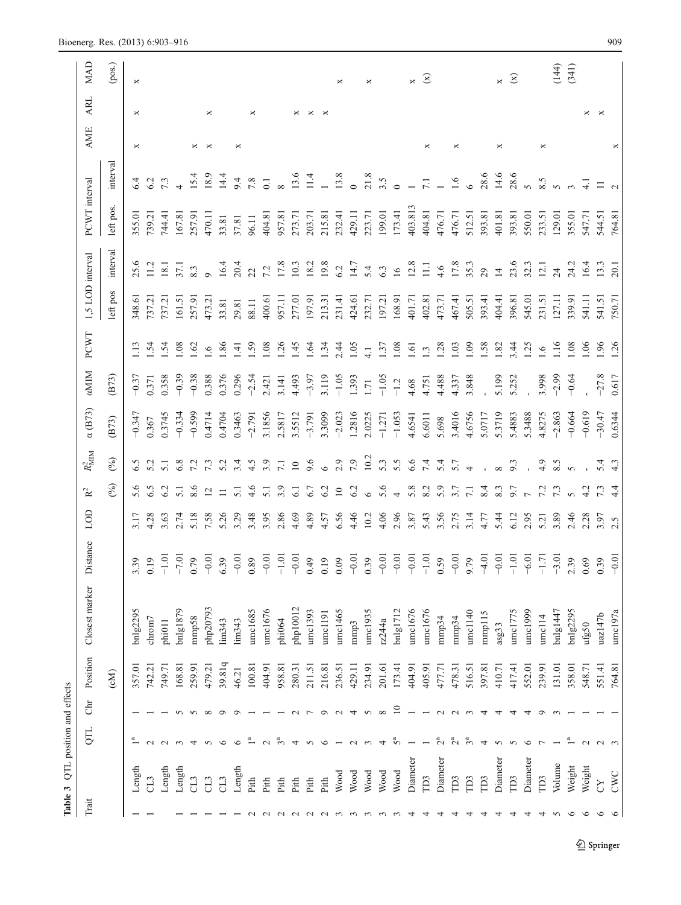**Table 3** QTL position and effects

| | Trait | QTL | Chr | Position | Closest marker | Distance | LOD | R² | $R^2_{MIM}$ | α (B73) | αMIM | PCWT | 1,5 LOD interval | | PCWT interval | | AME | ARL | MAD |
|---|---|---|---|---|---|---|---|---|---|---|---|---|---|---|---|---|---|---|---|
| | | | | (cM) | | | | (%) | (%) | (B73) | (B73) | | left pos | interval | left pos. | interval | | | (pos.) |
| 1 | Length | 1[a] | 1 | 357.01 | bnlg2295 | 3.39 | 3.17 | 5.6 | 6.5 | −0.347 | −0.37 | 1.13 | 348.61 | 25.6 | 355.01 | 6.4 | x | x | x |
| 1 | CL3 | 2 | 1 | 742.21 | chrom7 | 0.19 | 4.28 | 6.5 | 5.2 | 0.367 | 0.371 | 1.54 | 737.21 | 11.2 | 739.21 | 6.2 | | | |
| 1 | Length | 2 | 1 | 749.71 | phi011 | −1.01 | 3.63 | 6.2 | 5.1 | 0.3745 | 0.358 | 1.54 | 737.21 | 18.1 | 744.41 | 7.3 | | | |
| 1 | Length | 3 | 5 | 168.81 | bnlg1879 | −7.01 | 2.74 | 5.1 | 6.8 | −0.334 | −0.39 | 1.08 | 161.51 | 37.1 | 167.81 | 4 | | | |
| 1 | CL3 | 4 | 5 | 259.91 | mmp58 | 0.79 | 5.18 | 8.6 | 7.2 | −0.599 | −0.38 | 1.62 | 257.91 | 8.3 | 257.91 | 15.4 | x | | |
| 1 | CL3 | 5 | 8 | 479.21 | php20793 | −0.01 | 7.58 | 12 | 7.3 | 0.4714 | 0.388 | 1.6 | 473.21 | 9 | 470.11 | 18.9 | x | x | |
| 1 | CL3 | 6 | 9 | 39.81q | lim343 | 6.39 | 5.26 | 11 | 5.2 | 0.4704 | 0.376 | 1.86 | 33.81 | 16.4 | 33.81 | 14.4 | | | |
| 1 | Length | 6 | 9 | 46.21 | lim343 | −0.01 | 3.29 | 5.1 | 3.4 | 0.3463 | 0.296 | 1.41 | 29.81 | 20.4 | 37.81 | 9.4 | x | | |
| 2 | Pith | 1[a] | 1 | 100.81 | umc1685 | 0.89 | 3.48 | 4.6 | 4.5 | −2.791 | −2.54 | 1.59 | 88.11 | 22 | 96.11 | 7.8 | | x | |
| 2 | Pith | 2 | 1 | 404.91 | umc1676 | −0.01 | 3.95 | 5.1 | 3.9 | 3.1856 | 2.421 | 1.08 | 400.61 | 7.2 | 404.81 | 0.1 | | | |
| 2 | Pith | 3[a] | 1 | 958.81 | phi064 | −1.01 | 2.86 | 3.9 | 7.1 | 2.5817 | 3.141 | 1.26 | 957.11 | 17.8 | 957.81 | 8 | | | |
| 2 | Pith | 4 | 2 | 280.31 | php10012 | −0.01 | 4.69 | 6.1 | 10 | 3.5512 | 4.493 | 1.45 | 277.01 | 10.3 | 273.71 | 13.6 | | x | |
| 2 | Pith | 5 | 7 | 211.51 | umc1393 | 0.49 | 4.89 | 6.7 | 9.6 | −3.791 | −3.97 | 1.64 | 197.91 | 18.2 | 203.71 | 11.4 | | x | |
| 2 | Pith | 6 | 9 | 216.81 | umc1191 | 0.19 | 4.57 | 6.2 | 6 | 3.3099 | 3.119 | 1.34 | 213.31 | 19.8 | 215.81 | 1 | | x | |
| 3 | Wood | 1 | 2 | 236.51 | umc1465 | 0.09 | 6.56 | 10 | 2.9 | −2.023 | −1.05 | 2.44 | 231.41 | 6.2 | 232.41 | 13.8 | | | x |
| 3 | Wood | 2 | 4 | 429.11 | mmp3 | −0.01 | 4.46 | 6.2 | 7.9 | 1.2816 | 1.393 | 1.05 | 424.61 | 14.7 | 429.11 | 0 | | | |
| 3 | Wood | 3 | 5 | 234.91 | umc1935 | 0.39 | 10.2 | 6 | 10.2 | 2.0225 | 1.71 | 4.1 | 232.71 | 5.4 | 223.71 | 21.8 | | | x |
| 3 | Wood | 4 | 8 | 201.61 | rz244a | −0.01 | 4.06 | 5.6 | 5.3 | −1.271 | −1.05 | 1.37 | 197.21 | 6.3 | 199.01 | 3.5 | | | |
| 3 | Wood | 5[a] | 10 | 173.41 | bnlg1712 | −0.01 | 2.96 | 4 | 5.5 | −1.053 | −1.2 | 1.08 | 168.91 | 16 | 173.41 | 0 | | | |
| 4 | Diameter | 1 | 1 | 404.91 | umc1676 | −0.01 | 3.87 | 5.8 | 6.6 | 4.6541 | 4.68 | 1.61 | 401.71 | 12.8 | 403.813 | 1 | | | x |
| 4 | TD3 | 1 | 1 | 405.91 | umc1676 | −1.01 | 5.43 | 8.2 | 7.4 | 6.6011 | 4.751 | 1.3 | 402.81 | 11.1 | 404.81 | 7.1 | x | | (x) |
| 4 | Diameter | 2[a] | 2 | 477.71 | mmp34 | 0.59 | 3.56 | 5.9 | 5.4 | 5.698 | 4.488 | 1.28 | 473.71 | 4.6 | 476.71 | 1 | | | |
| 4 | TD3 | 2[a] | 2 | 478.31 | mmp34 | −0.01 | 2.75 | 3.7 | 5.7 | 3.4016 | 4.337 | 1.03 | 467.41 | 17.8 | 476.71 | 1.6 | x | | |
| 4 | TD3 | 3[a] | 3 | 516.51 | umc1140 | 9.79 | 3.14 | 7.1 | 4 | 4.6756 | 3.848 | 1.09 | 505.51 | 35.3 | 512.51 | 6 | | | |
| 4 | TD3 | 4 | 4 | 397.81 | mmp115 | −4.01 | 4.77 | 8.4 | - | 5.0717 | - | 1.58 | 393.41 | 29 | 393.81 | 28.6 | | | |
| 4 | Diameter | 5 | 4 | 410.71 | asg33 | −0.01 | 5.44 | 8.3 | 8 | 5.3719 | 5.199 | 1.82 | 404.41 | 14 | 401.81 | 14.6 | x | | x |
| 4 | TD3 | 5 | 4 | 417.41 | umc1775 | −1.01 | 6.12 | 9.7 | 9.3 | 5.4883 | 5.252 | 3.44 | 396.81 | 23.6 | 393.81 | 28.6 | | | (x) |
| 4 | Diameter | 6 | 4 | 552.01 | umc1999 | −6.01 | 2.95 | 7 | - | 5.3488 | - | 1.25 | 545.01 | 32.3 | 550.01 | 5 | | | |
| 4 | TD3 | 7 | 9 | 239.91 | umc114 | −1.71 | 5.21 | 7.2 | 4.9 | 4.8275 | 3.998 | 1.6 | 231.51 | 12.1 | 233.51 | 8.5 | x | | |
| 5 | Volume | 1 | 3 | 131.01 | bnlg1447 | −3.01 | 3.89 | 7.3 | 8.5 | −2.863 | −2.99 | 1.16 | 127.11 | 24 | 129.01 | 5 | | | (144) |
| 6 | Weight | 1[a] | 1 | 358.01 | bnlg2295 | 2.39 | 2.46 | 5 | 5 | −0.664 | −0.64 | 1.08 | 339.91 | 24.2 | 355.01 | 3 | | | (341) |
| 6 | Weight | 2 | 1 | 548.71 | ufg50 | 0.69 | 2.28 | 4.2 | - | −0.619 | - | 1.06 | 541.11 | 16.4 | 547.71 | 4.1 | | x | |
| 6 | CY | 2 | 1 | 551.41 | uaz147b | 0.39 | 3.97 | 7.3 | 5.4 | −30.47 | −27.8 | 1.96 | 541.51 | 13.3 | 544.51 | 11 | | x | |
| 6 | CWC | 3 | 1 | 764.81 | umc197a | −0.01 | 2.5 | 4.4 | 4.3 | 0.6344 | 0.617 | 1.26 | 750.71 | 20.1 | 764.81 | 2 | x | | |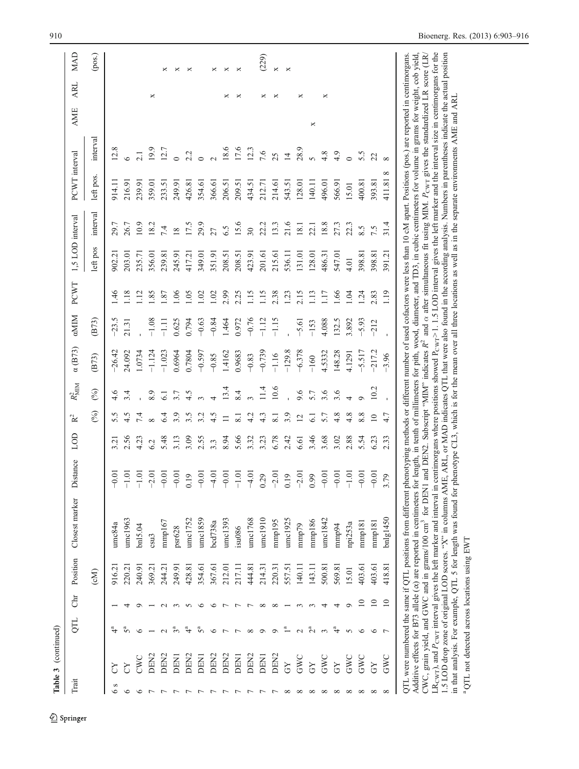**Table 3** (continued)

| Trait | | QTL | Chr | Position | Closest marker | Distance | LOD | $R^2$ | $R^2_{MIM}$ | α (B73) | αMIM | PCWT | 1.5 LOD interval | | PCWT interval | | AME | ARL | MAD |
|---|---|---|---|---|---|---|---|---|---|---|---|---|---|---|---|---|---|---|---|
| | | | | (cM) | | | | (%) | (%) | (B73) | (B73) | | left pos | interval | left pos. | interval | | | (pos.) |
| 6 s | CY | 4[a] | 1 | 916.21 | umc84a | −0.01 | 3.21 | 5.5 | 4.6 | −26.42 | −23.5 | 1.46 | 902.21 | 29.7 | 914.11 | 12.8 | | | |
| 6 | CY | 5[a] | 4 | 220.21 | umc1963 | −1.01 | 2.56 | 4.5 | 3.4 | 24.092 | 21.31 | 1.18 | 203.01 | 26.7 | 216.91 | 6 | | | |
| 6 | CWC | 6 | 9 | 240.91 | bnl5.04 | −1.01 | 4.23 | 7.4 | - | 1.0734 | - | 1.12 | 235.71 | 10.9 | 239.91 | 2.1 | | | |
| 7 | DEN2 | 1 | 1 | 369.21 | csu3 | −2.01 | 6.2 | 8 | 8.9 | −1.124 | −1.08 | 1.85 | 356.01 | 18.2 | 359.01 | 19.9 | | x | |
| 7 | DEN2 | 2 | 2 | 244.21 | mmp167 | −0.01 | 5.48 | 6.4 | 6.1 | −1.023 | −1.11 | 1.87 | 239.81 | 7.4 | 233.51 | 12.7 | | | x |
| 7 | DEN1 | 3[a] | 3 | 249.91 | psr628 | −0.01 | 3.13 | 3.9 | 3.7 | 0.6964 | 0.625 | 1.06 | 245.91 | 18 | 249.91 | 0 | | | x |
| 7 | DEN2 | 4[a] | 5 | 428.81 | umc1752 | 0.19 | 3.09 | 3.5 | 4.5 | 0.7804 | 0.794 | 1.05 | 417.21 | 17.5 | 426.81 | 2.2 | | | x |
| 7 | DEN1 | 5[a] | 6 | 354.61 | umc1859 | −0.01 | 2.55 | 3.2 | 3 | −0.597 | −0.63 | 1.02 | 349.01 | 29.9 | 354.61 | 0 | | | |
| 7 | DEN2 | 6 | 6 | 367.61 | bcd738a | −4.01 | 3.3 | 4.5 | 4 | −0.85 | −0.84 | 1.02 | 351.91 | 27 | 366.61 | 2 | | | x |
| 7 | DEN2 | 7 | 7 | 212.01 | umc1393 | −0.01 | 8.94 | 11 | 13.4 | 1.4162 | 1.464 | 2.99 | 208.51 | 6.5 | 206.51 | 18.6 | | x | x |
| 7 | DEN1 | 7 | 7 | 217.11 | isu086 | −1.01 | 5.66 | 8.1 | 8.4 | 0.9683 | 0.972 | 2.25 | 208.51 | 15.6 | 209.51 | 17.6 | | x | x |
| 7 | DEN2 | 8 | 7 | 444.81 | umc1768 | −4.01 | 3.32 | 4.2 | 3 | −0.83 | −0.76 | 1.15 | 423.91 | 30 | 434.51 | 12.3 | | | |
| 7 | DEN1 | 9 | 8 | 214.31 | umc1910 | 0.29 | 3.23 | 4.3 | 11.4 | −0.739 | −1.12 | 1.15 | 201.61 | 22.2 | 212.71 | 7.6 | | x | (229) |
| 7 | DEN2 | 9 | 8 | 220.31 | mmp195 | −2.01 | 6.78 | 8.1 | 10.6 | −1.16 | −1.15 | 2.38 | 215.61 | 13.3 | 214.61 | 25 | | x | x |
| 8 | GY | 1[a] | 1 | 557.51 | umc1925 | 0.19 | 2.42 | 3.9 | - | −129.8 | - | 1.23 | 536.11 | 21.6 | 543.51 | 14 | | | x |
| 8 | GWC | 2 | 3 | 140.11 | mmp79 | −2.01 | 6.61 | 12 | 9.6 | −6.378 | −5.61 | 2.15 | 131.01 | 18.1 | 128.01 | 28.9 | | x | |
| 8 | GY | 2[a] | 3 | 143.11 | mmp186 | 0.99 | 3.46 | 6.1 | 5.7 | −160 | −153 | 1.13 | 128.01 | 22.1 | 140.11 | 5 | x | | |
| 8 | GWC | 3 | 4 | 500.81 | umc1842 | −0.01 | 3.68 | 5.7 | 3.6 | 4.5332 | 4.088 | 1.17 | 486.31 | 18.8 | 496.01 | 4.8 | | x | |
| 8 | GY | 4[a] | 4 | 569.81 | mmp94 | −0.01 | 3.02 | 4.8 | 3.6 | 148.28 | 132.5 | 1.66 | 547.01 | 27.3 | 566.91 | 4.9 | | | |
| 8 | GWC | 5 | 9 | 15.01 | npi253a | −1.01 | 2.88 | 4.8 | 4 | 4.1291 | 3.892 | 1.04 | 4.01 | 22.3 | 15.01 | 0 | | | |
| 8 | GWC | 6 | 10 | 403.61 | mmp181 | −0.01 | 5.54 | 8.8 | 9 | −5.517 | −5.93 | 1.24 | 398.81 | 8.5 | 400.81 | 5.5 | | | |
| 8 | GY | 6 | 10 | 403.61 | mmp181 | −0.01 | 6.23 | 10 | 10.2 | −217.2 | −212 | 2.83 | 398.81 | 7.5 | 393.81 | 22 | | | |
| 8 | GWC | 7 | 10 | 418.81 | bnlg1450 | 3.79 | 2.33 | 4.7 | - | −3.96 | - | 1.19 | 391.21 | 31.4 | 411.81 8 | 8 | | | |

QTL were numbered the same if QTL positions from different phenotyping methods or different number of used cofactors were less than 10 cM apart. Positions (pos.) are reported in centimorgans. Additive effects for B73 allele (α) are reported in centimeters for length, in tenth of millimeters for pith, wood, diameter, and TD3, in cubic centimeters for volume in grams for weight, cob yield, CWC, grain yield, and GWC and in grams/100 cm$^3$ for DEN1 and DEN2. Subscript "MIM" indicates $R^2$ and α after simultaneous fit using MIM. $P_{CWT}$ gives the standardized LR score (LR/$LR_{CWT}$), and $P_{CWT}$ interval gives the left marker and interval in centimorgans where positions showed $P_{CWT}$>1. 1.5 LOD interval gives the left marker and the interval size in centimorgans for the 1.5 LOD drop zone of original LOD scores. "X" in columns AME, ARL, or MAD indicates QTL that were also found in the according analysis. Numbers in parentheses indicate the actual position in that analysis. For example, QTL 5 for length was found for phenotype CL3, which is for the mean over all three locations as well as in the separate environments AME and ARL

[a] QTL not detected across locations using EWT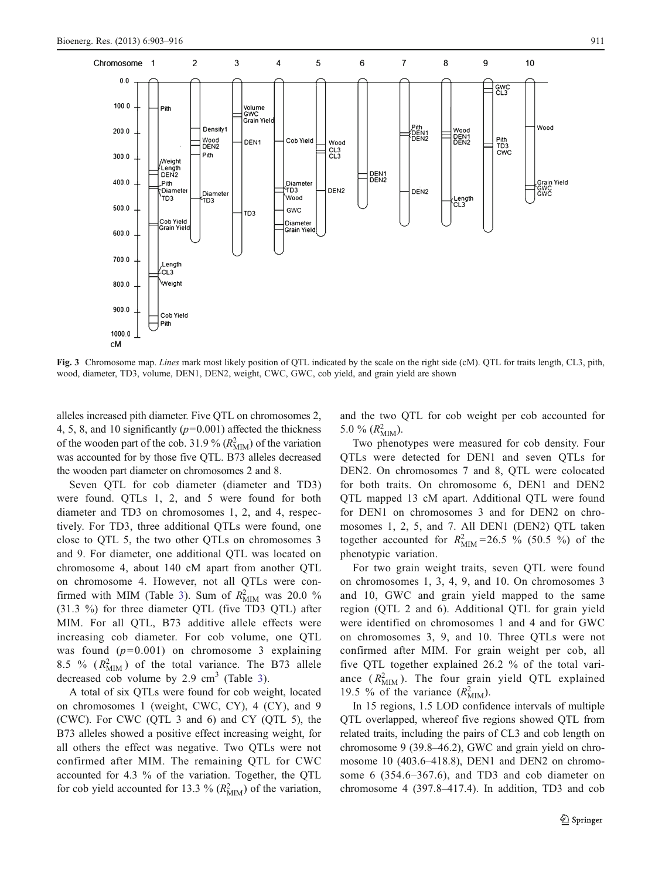Fig. 3 Chromosome map. *Lines* mark most likely position of QTL indicated by the scale on the right side (cM). QTL for traits length, CL3, pith, wood, diameter, TD3, volume, DEN1, DEN2, weight, CWC, GWC, cob yield, and grain yield are shown

alleles increased pith diameter. Five QTL on chromosomes 2, 4, 5, 8, and 10 significantly ($p$=0.001) affected the thickness of the wooden part of the cob. 31.9 % ($R^2_{MIM}$) of the variation was accounted for by those five QTL. B73 alleles decreased the wooden part diameter on chromosomes 2 and 8.

Seven QTL for cob diameter (diameter and TD3) were found. QTLs 1, 2, and 5 were found for both diameter and TD3 on chromosomes 1, 2, and 4, respectively. For TD3, three additional QTLs were found, one close to QTL 5, the two other QTLs on chromosomes 3 and 9. For diameter, one additional QTL was located on chromosome 4, about 140 cM apart from another QTL on chromosome 4. However, not all QTLs were confirmed with MIM (Table 3). Sum of $R^2_{MIM}$ was 20.0 % (31.3 %) for three diameter QTL (five TD3 QTL) after MIM. For all QTL, B73 additive allele effects were increasing cob diameter. For cob volume, one QTL was found ($p$=0.001) on chromosome 3 explaining 8.5 % ($R^2_{MIM}$) of the total variance. The B73 allele decreased cob volume by 2.9 $cm^3$ (Table 3).

A total of six QTLs were found for cob weight, located on chromosomes 1 (weight, CWC, CY), 4 (CY), and 9 (CWC). For CWC (QTL 3 and 6) and CY (QTL 5), the B73 alleles showed a positive effect increasing weight, for all others the effect was negative. Two QTLs were not confirmed after MIM. The remaining QTL for CWC accounted for 4.3 % of the variation. Together, the QTL for cob yield accounted for 13.3 % ($R^2_{MIM}$) of the variation, and the two QTL for cob weight per cob accounted for 5.0 % ($R^2_{MIM}$).

Two phenotypes were measured for cob density. Four QTLs were detected for DEN1 and seven QTLs for DEN2. On chromosomes 7 and 8, QTL were colocated for both traits. On chromosome 6, DEN1 and DEN2 QTL mapped 13 cM apart. Additional QTL were found for DEN1 on chromosomes 3 and for DEN2 on chromosomes 1, 2, 5, and 7. All DEN1 (DEN2) QTL taken together accounted for $R^2_{MIM}$=26.5 % (50.5 %) of the phenotypic variation.

For two grain weight traits, seven QTL were found on chromosomes 1, 3, 4, 9, and 10. On chromosomes 3 and 10, GWC and grain yield mapped to the same region (QTL 2 and 6). Additional QTL for grain yield were identified on chromosomes 1 and 4 and for GWC on chromosomes 3, 9, and 10. Three QTLs were not confirmed after MIM. For grain weight per cob, all five QTL together explained 26.2 % of the total variance ($R^2_{MIM}$). The four grain yield QTL explained 19.5 % of the variance ($R^2_{MIM}$).

In 15 regions, 1.5 LOD confidence intervals of multiple QTL overlapped, whereof five regions showed QTL from related traits, including the pairs of CL3 and cob length on chromosome 9 (39.8–46.2), GWC and grain yield on chromosome 10 (403.6–418.8), DEN1 and DEN2 on chromosome 6 (354.6–367.6), and TD3 and cob diameter on chromosome 4 (397.8–417.4). In addition, TD3 and cob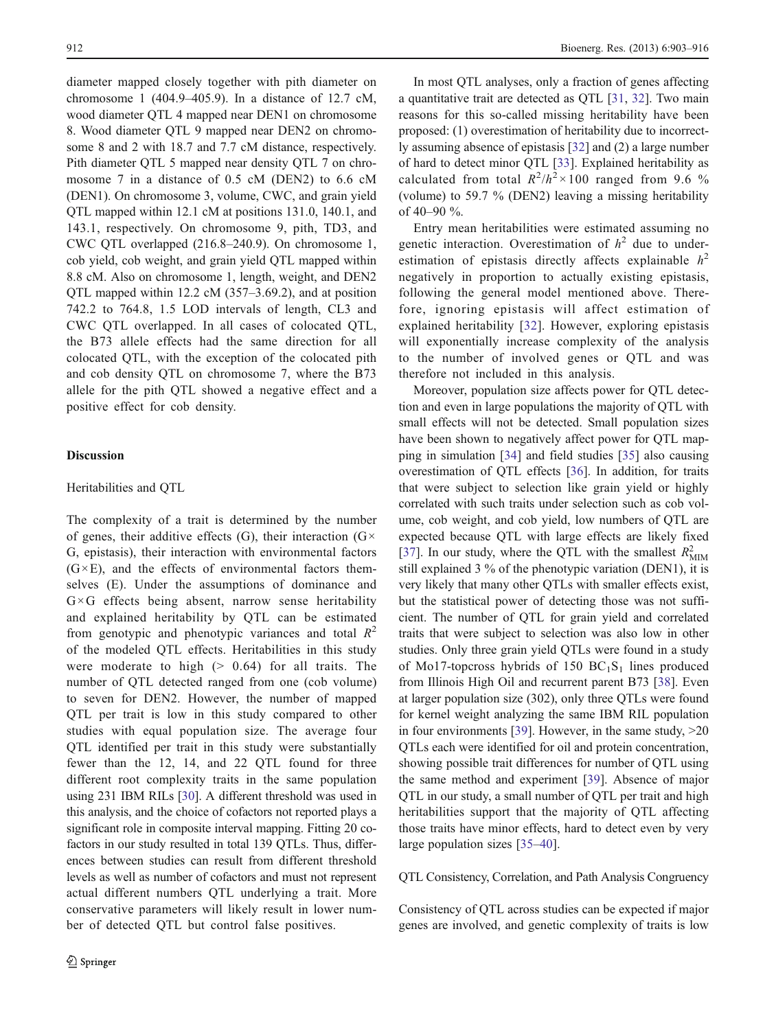diameter mapped closely together with pith diameter on chromosome 1 (404.9–405.9). In a distance of 12.7 cM, wood diameter QTL 4 mapped near DEN1 on chromosome 8. Wood diameter QTL 9 mapped near DEN2 on chromosome 8 and 2 with 18.7 and 7.7 cM distance, respectively. Pith diameter QTL 5 mapped near density QTL 7 on chromosome 7 in a distance of 0.5 cM (DEN2) to 6.6 cM (DEN1). On chromosome 3, volume, CWC, and grain yield QTL mapped within 12.1 cM at positions 131.0, 140.1, and 143.1, respectively. On chromosome 9, pith, TD3, and CWC QTL overlapped (216.8–240.9). On chromosome 1, cob yield, cob weight, and grain yield QTL mapped within 8.8 cM. Also on chromosome 1, length, weight, and DEN2 QTL mapped within 12.2 cM (357–3.69.2), and at position 742.2 to 764.8, 1.5 LOD intervals of length, CL3 and CWC QTL overlapped. In all cases of colocated QTL, the B73 allele effects had the same direction for all colocated QTL, with the exception of the colocated pith and cob density QTL on chromosome 7, where the B73 allele for the pith QTL showed a negative effect and a positive effect for cob density.

## Discussion

### Heritabilities and QTL

The complexity of a trait is determined by the number of genes, their additive effects (G), their interaction (G× G, epistasis), their interaction with environmental factors (G×E), and the effects of environmental factors themselves (E). Under the assumptions of dominance and G×G effects being absent, narrow sense heritability and explained heritability by QTL can be estimated from genotypic and phenotypic variances and total $R^2$ of the modeled QTL effects. Heritabilities in this study were moderate to high (> 0.64) for all traits. The number of QTL detected ranged from one (cob volume) to seven for DEN2. However, the number of mapped QTL per trait is low in this study compared to other studies with equal population size. The average four QTL identified per trait in this study were substantially fewer than the 12, 14, and 22 QTL found for three different root complexity traits in the same population using 231 IBM RILs [30]. A different threshold was used in this analysis, and the choice of cofactors not reported plays a significant role in composite interval mapping. Fitting 20 cofactors in our study resulted in total 139 QTLs. Thus, differences between studies can result from different threshold levels as well as number of cofactors and must not represent actual different numbers QTL underlying a trait. More conservative parameters will likely result in lower number of detected QTL but control false positives.

In most QTL analyses, only a fraction of genes affecting a quantitative trait are detected as QTL [31, 32]. Two main reasons for this so-called missing heritability have been proposed: (1) overestimation of heritability due to incorrectly assuming absence of epistasis [32] and (2) a large number of hard to detect minor QTL [33]. Explained heritability as calculated from total $R^2/h^2 \times 100$ ranged from 9.6 % (volume) to 59.7 % (DEN2) leaving a missing heritability of 40–90 %.

Entry mean heritabilities were estimated assuming no genetic interaction. Overestimation of $h^2$ due to underestimation of epistasis directly affects explainable $h^2$ negatively in proportion to actually existing epistasis, following the general model mentioned above. Therefore, ignoring epistasis will affect estimation of explained heritability [32]. However, exploring epistasis will exponentially increase complexity of the analysis to the number of involved genes or QTL and was therefore not included in this analysis.

Moreover, population size affects power for QTL detection and even in large populations the majority of QTL with small effects will not be detected. Small population sizes have been shown to negatively affect power for QTL mapping in simulation [34] and field studies [35] also causing overestimation of QTL effects [36]. In addition, for traits that were subject to selection like grain yield or highly correlated with such traits under selection such as cob volume, cob weight, and cob yield, low numbers of QTL are expected because QTL with large effects are likely fixed [37]. In our study, where the QTL with the smallest $R^2_{\mathrm{MIM}}$ still explained 3 % of the phenotypic variation (DEN1), it is very likely that many other QTLs with smaller effects exist, but the statistical power of detecting those was not sufficient. The number of QTL for grain yield and correlated traits that were subject to selection was also low in other studies. Only three grain yield QTLs were found in a study of Mo17-topcross hybrids of 150 $BC_1S_1$ lines produced from Illinois High Oil and recurrent parent B73 [38]. Even at larger population size (302), only three QTLs were found for kernel weight analyzing the same IBM RIL population in four environments [39]. However, in the same study, >20 QTLs each were identified for oil and protein concentration, showing possible trait differences for number of QTL using the same method and experiment [39]. Absence of major QTL in our study, a small number of QTL per trait and high heritabilities support that the majority of QTL affecting those traits have minor effects, hard to detect even by very large population sizes [35–40].

### QTL Consistency, Correlation, and Path Analysis Congruency

Consistency of QTL across studies can be expected if major genes are involved, and genetic complexity of traits is low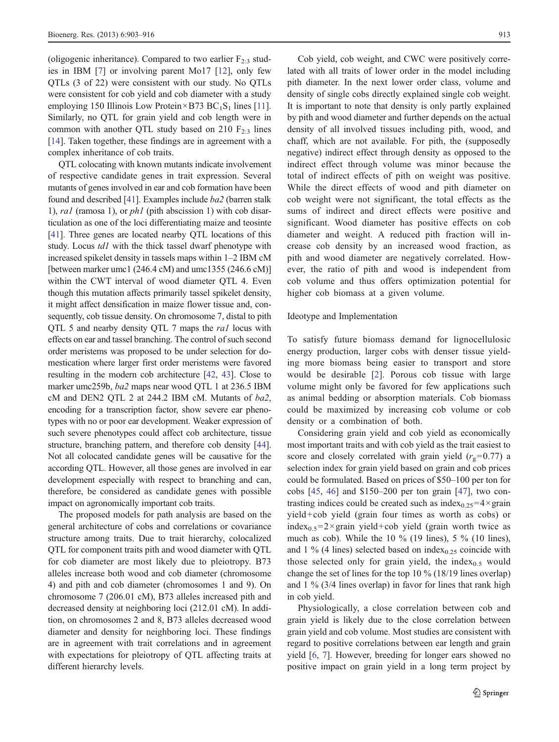(oligogenic inheritance). Compared to two earlier $F_{2:3}$ studies in IBM [7] or involving parent Mo17 [12], only few QTLs (3 of 22) were consistent with our study. No QTLs were consistent for cob yield and cob diameter with a study employing 150 Illinois Low Protein×B73 $BC_1S_1$ lines [11]. Similarly, no QTL for grain yield and cob length were in common with another QTL study based on 210 $F_{2:3}$ lines [14]. Taken together, these findings are in agreement with a complex inheritance of cob traits.

QTL colocating with known mutants indicate involvement of respective candidate genes in trait expression. Several mutants of genes involved in ear and cob formation have been found and described [41]. Examples include *ba2* (barren stalk 1), *ra1* (ramosa 1), or *ph1* (pith abscission 1) with cob disarticulation as one of the loci differentiating maize and teosinte [41]. Three genes are located nearby QTL locations of this study. Locus *td1* with the thick tassel dwarf phenotype with increased spikelet density in tassels maps within 1–2 IBM cM [between marker umc1 (246.4 cM) and umc1355 (246.6 cM)] within the CWT interval of wood diameter QTL 4. Even though this mutation affects primarily tassel spikelet density, it might affect densification in maize flower tissue and, consequently, cob tissue density. On chromosome 7, distal to pith QTL 5 and nearby density QTL 7 maps the *ra1* locus with effects on ear and tassel branching. The control of such second order meristems was proposed to be under selection for domestication where larger first order meristems were favored resulting in the modern cob architecture [42, 43]. Close to marker umc259b, *ba2* maps near wood QTL 1 at 236.5 IBM cM and DEN2 QTL 2 at 244.2 IBM cM. Mutants of *ba2*, encoding for a transcription factor, show severe ear phenotypes with no or poor ear development. Weaker expression of such severe phenotypes could affect cob architecture, tissue structure, branching pattern, and therefore cob density [44]. Not all colocated candidate genes will be causative for the according QTL. However, all those genes are involved in ear development especially with respect to branching and can, therefore, be considered as candidate genes with possible impact on agronomically important cob traits.

The proposed models for path analysis are based on the general architecture of cobs and correlations or covariance structure among traits. Due to trait hierarchy, colocalized QTL for component traits pith and wood diameter with QTL for cob diameter are most likely due to pleiotropy. B73 alleles increase both wood and cob diameter (chromosome 4) and pith and cob diameter (chromosomes 1 and 9). On chromosome 7 (206.01 cM), B73 alleles increased pith and decreased density at neighboring loci (212.01 cM). In addition, on chromosomes 2 and 8, B73 alleles decreased wood diameter and density for neighboring loci. These findings are in agreement with trait correlations and in agreement with expectations for pleiotropy of QTL affecting traits at different hierarchy levels.

Cob yield, cob weight, and CWC were positively correlated with all traits of lower order in the model including pith diameter. In the next lower order class, volume and density of single cobs directly explained single cob weight. It is important to note that density is only partly explained by pith and wood diameter and further depends on the actual density of all involved tissues including pith, wood, and chaff, which are not available. For pith, the (supposedly negative) indirect effect through density as opposed to the indirect effect through volume was minor because the total of indirect effects of pith on weight was positive. While the direct effects of wood and pith diameter on cob weight were not significant, the total effects as the sums of indirect and direct effects were positive and significant. Wood diameter has positive effects on cob diameter and weight. A reduced pith fraction will increase cob density by an increased wood fraction, as pith and wood diameter are negatively correlated. However, the ratio of pith and wood is independent from cob volume and thus offers optimization potential for higher cob biomass at a given volume.

### Ideotype and Implementation

To satisfy future biomass demand for lignocellulosic energy production, larger cobs with denser tissue yielding more biomass being easier to transport and store would be desirable [2]. Porous cob tissue with large volume might only be favored for few applications such as animal bedding or absorption materials. Cob biomass could be maximized by increasing cob volume or cob density or a combination of both.

Considering grain yield and cob yield as economically most important traits and with cob yield as the trait easiest to score and closely correlated with grain yield ($r_g$=0.77) a selection index for grain yield based on grain and cob prices could be formulated. Based on prices of \$50–100 per ton for cobs [45, 46] and \$150–200 per ton grain [47], two contrasting indices could be created such as $\text{index}_{0.25}=4\times$grain yield+cob yield (grain four times as worth as cobs) or $\text{index}_{0.5}=2\times$grain yield+cob yield (grain worth twice as much as cob). While the 10 % (19 lines), 5 % (10 lines), and 1 % (4 lines) selected based on $\text{index}_{0.25}$ coincide with those selected only for grain yield, the $\text{index}_{0.5}$ would change the set of lines for the top 10 % (18/19 lines overlap) and 1 % (3/4 lines overlap) in favor for lines that rank high in cob yield.

Physiologically, a close correlation between cob and grain yield is likely due to the close correlation between grain yield and cob volume. Most studies are consistent with regard to positive correlations between ear length and grain yield [6, 7]. However, breeding for longer ears showed no positive impact on grain yield in a long term project by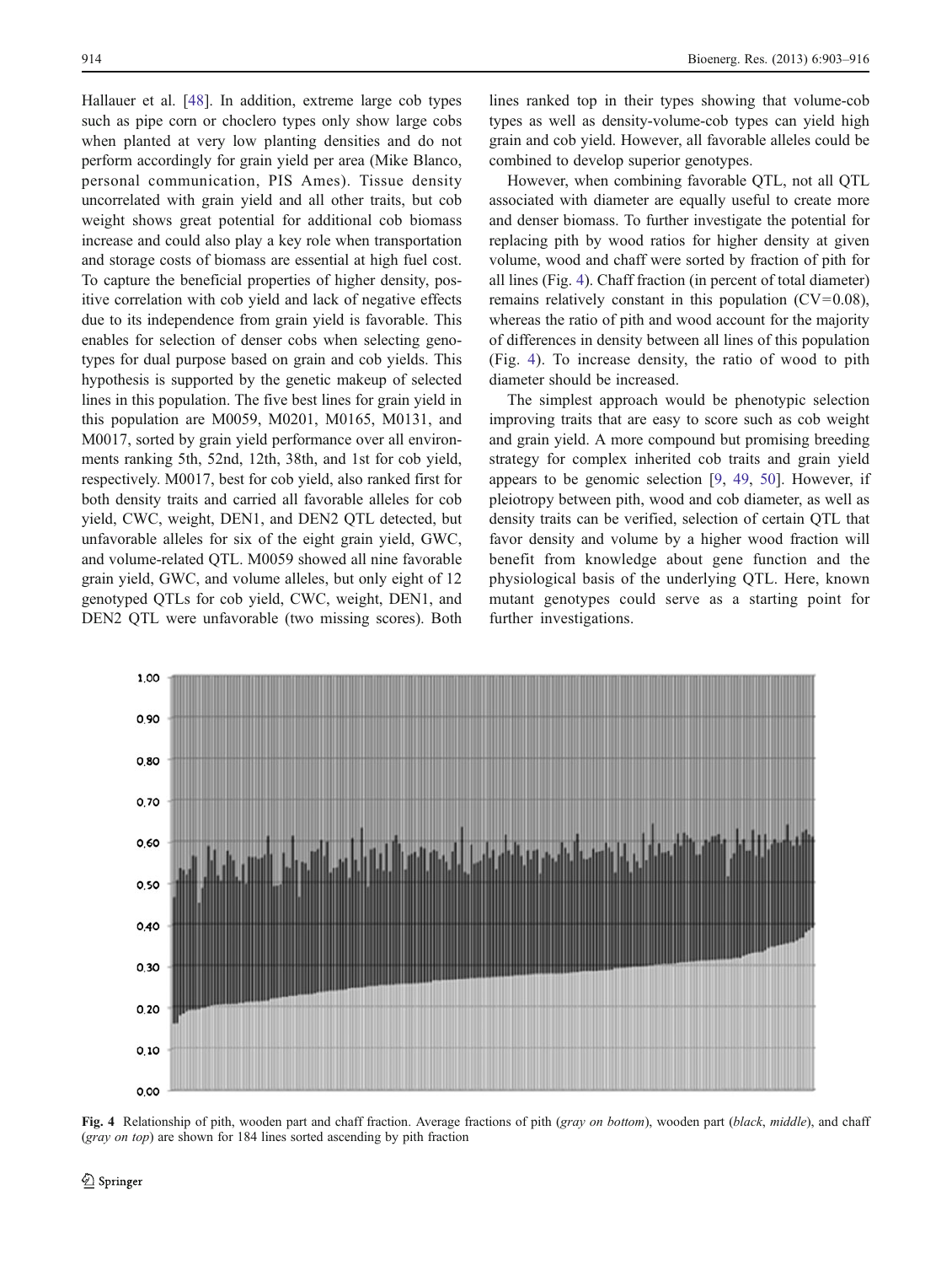Hallauer et al. [48]. In addition, extreme large cob types such as pipe corn or choclero types only show large cobs when planted at very low planting densities and do not perform accordingly for grain yield per area (Mike Blanco, personal communication, PIS Ames). Tissue density uncorrelated with grain yield and all other traits, but cob weight shows great potential for additional cob biomass increase and could also play a key role when transportation and storage costs of biomass are essential at high fuel cost. To capture the beneficial properties of higher density, positive correlation with cob yield and lack of negative effects due to its independence from grain yield is favorable. This enables for selection of denser cobs when selecting genotypes for dual purpose based on grain and cob yields. This hypothesis is supported by the genetic makeup of selected lines in this population. The five best lines for grain yield in this population are M0059, M0201, M0165, M0131, and M0017, sorted by grain yield performance over all environments ranking 5th, 52nd, 12th, 38th, and 1st for cob yield, respectively. M0017, best for cob yield, also ranked first for both density traits and carried all favorable alleles for cob yield, CWC, weight, DEN1, and DEN2 QTL detected, but unfavorable alleles for six of the eight grain yield, GWC, and volume-related QTL. M0059 showed all nine favorable grain yield, GWC, and volume alleles, but only eight of 12 genotyped QTLs for cob yield, CWC, weight, DEN1, and DEN2 QTL were unfavorable (two missing scores). Both lines ranked top in their types showing that volume-cob types as well as density-volume-cob types can yield high grain and cob yield. However, all favorable alleles could be combined to develop superior genotypes.

However, when combining favorable QTL, not all QTL associated with diameter are equally useful to create more and denser biomass. To further investigate the potential for replacing pith by wood ratios for higher density at given volume, wood and chaff were sorted by fraction of pith for all lines (Fig. 4). Chaff fraction (in percent of total diameter) remains relatively constant in this population (CV=0.08), whereas the ratio of pith and wood account for the majority of differences in density between all lines of this population (Fig. 4). To increase density, the ratio of wood to pith diameter should be increased.

The simplest approach would be phenotypic selection improving traits that are easy to score such as cob weight and grain yield. A more compound but promising breeding strategy for complex inherited cob traits and grain yield appears to be genomic selection [9, 49, 50]. However, if pleiotropy between pith, wood and cob diameter, as well as density traits can be verified, selection of certain QTL that favor density and volume by a higher wood fraction will benefit from knowledge about gene function and the physiological basis of the underlying QTL. Here, known mutant genotypes could serve as a starting point for further investigations.

**Fig. 4** Relationship of pith, wooden part and chaff fraction. Average fractions of pith (*gray on bottom*), wooden part (*black*, *middle*), and chaff (*gray on top*) are shown for 184 lines sorted ascending by pith fraction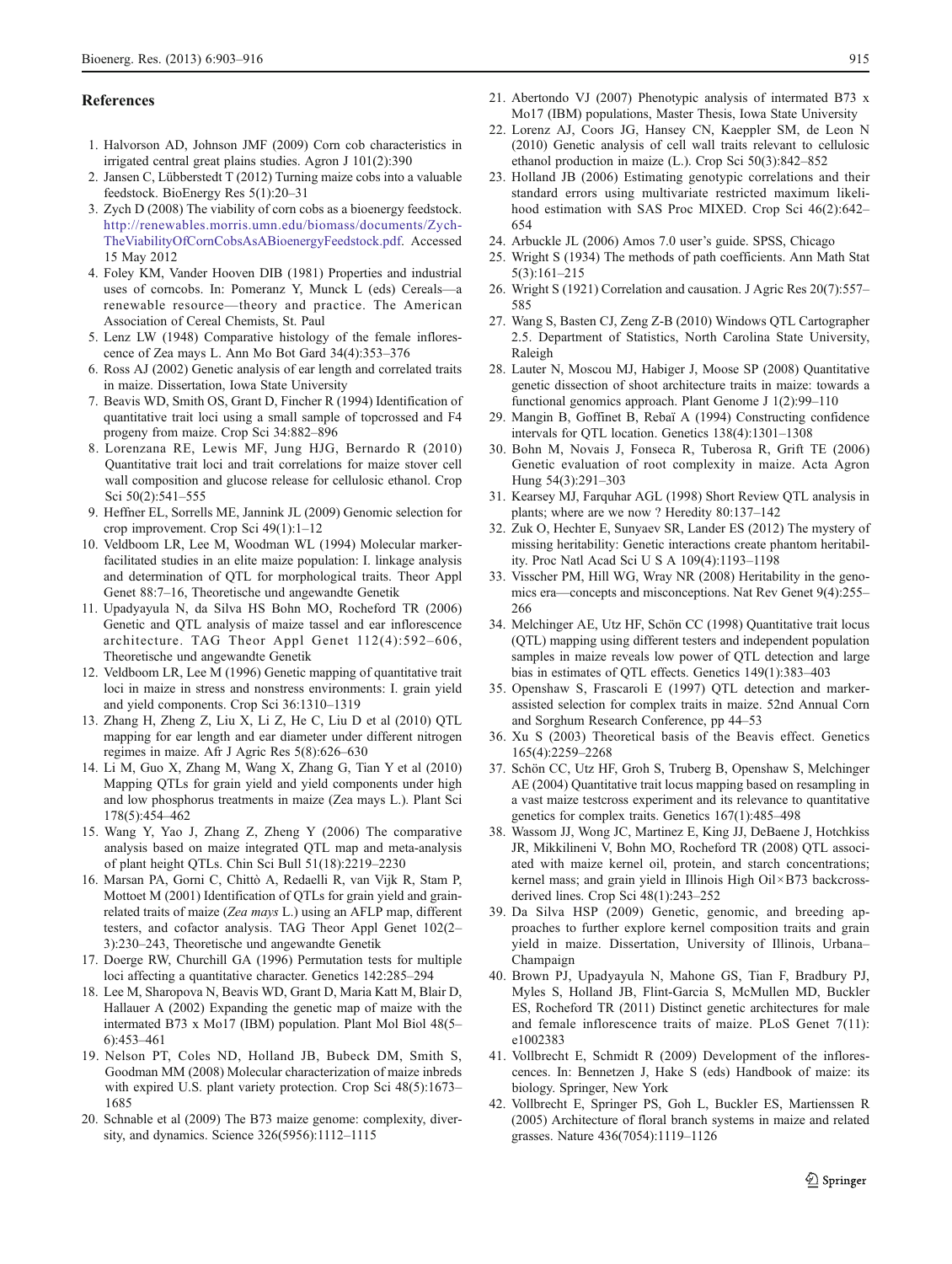## References

1. Halvorson AD, Johnson JMF (2009) Corn cob characteristics in irrigated central great plains studies. Agron J 101(2):390
2. Jansen C, Lübberstedt T (2012) Turning maize cobs into a valuable feedstock. BioEnergy Res 5(1):20–31
3. Zych D (2008) The viability of corn cobs as a bioenergy feedstock. http://renewables.morris.umn.edu/biomass/documents/Zych-TheViabilityOfCornCobsAsABioenergyFeedstock.pdf. Accessed 15 May 2012
4. Foley KM, Vander Hooven DIB (1981) Properties and industrial uses of corncobs. In: Pomeranz Y, Munck L (eds) Cereals—a renewable resource—theory and practice. The American Association of Cereal Chemists, St. Paul
5. Lenz LW (1948) Comparative histology of the female inflorescence of Zea mays L. Ann Mo Bot Gard 34(4):353–376
6. Ross AJ (2002) Genetic analysis of ear length and correlated traits in maize. Dissertation, Iowa State University
7. Beavis WD, Smith OS, Grant D, Fincher R (1994) Identification of quantitative trait loci using a small sample of topcrossed and F4 progeny from maize. Crop Sci 34:882–896
8. Lorenzana RE, Lewis MF, Jung HJG, Bernardo R (2010) Quantitative trait loci and trait correlations for maize stover cell wall composition and glucose release for cellulosic ethanol. Crop Sci 50(2):541–555
9. Heffner EL, Sorrells ME, Jannink JL (2009) Genomic selection for crop improvement. Crop Sci 49(1):1–12
10. Veldboom LR, Lee M, Woodman WL (1994) Molecular marker-facilitated studies in an elite maize population: I. linkage analysis and determination of QTL for morphological traits. Theor Appl Genet 88:7–16, Theoretische und angewandte Genetik
11. Upadyayula N, da Silva HS Bohn MO, Rocheford TR (2006) Genetic and QTL analysis of maize tassel and ear inflorescence architecture. TAG Theor Appl Genet 112(4):592–606, Theoretische und angewandte Genetik
12. Veldboom LR, Lee M (1996) Genetic mapping of quantitative trait loci in maize in stress and nonstress environments: I. grain yield and yield components. Crop Sci 36:1310–1319
13. Zhang H, Zheng Z, Liu X, Li Z, He C, Liu D et al (2010) QTL mapping for ear length and ear diameter under different nitrogen regimes in maize. Afr J Agric Res 5(8):626–630
14. Li M, Guo X, Zhang M, Wang X, Zhang G, Tian Y et al (2010) Mapping QTLs for grain yield and yield components under high and low phosphorus treatments in maize (Zea mays L.). Plant Sci 178(5):454–462
15. Wang Y, Yao J, Zhang Z, Zheng Y (2006) The comparative analysis based on maize integrated QTL map and meta-analysis of plant height QTLs. Chin Sci Bull 51(18):2219–2230
16. Marsan PA, Gorni C, Chittò A, Redaelli R, van Vijk R, Stam P, Mottoet M (2001) Identification of QTLs for grain yield and grain-related traits of maize (*Zea mays* L.) using an AFLP map, different testers, and cofactor analysis. TAG Theor Appl Genet 102(2–3):230–243, Theoretische und angewandte Genetik
17. Doerge RW, Churchill GA (1996) Permutation tests for multiple loci affecting a quantitative character. Genetics 142:285–294
18. Lee M, Sharopova N, Beavis WD, Grant D, Maria Katt M, Blair D, Hallauer A (2002) Expanding the genetic map of maize with the intermated B73 x Mo17 (IBM) population. Plant Mol Biol 48(5–6):453–461
19. Nelson PT, Coles ND, Holland JB, Bubeck DM, Smith S, Goodman MM (2008) Molecular characterization of maize inbreds with expired U.S. plant variety protection. Crop Sci 48(5):1673–1685
20. Schnable et al (2009) The B73 maize genome: complexity, diversity, and dynamics. Science 326(5956):1112–1115
21. Abertondo VJ (2007) Phenotypic analysis of intermated B73 x Mo17 (IBM) populations, Master Thesis, Iowa State University
22. Lorenz AJ, Coors JG, Hansey CN, Kaeppler SM, de Leon N (2010) Genetic analysis of cell wall traits relevant to cellulosic ethanol production in maize (L.). Crop Sci 50(3):842–852
23. Holland JB (2006) Estimating genotypic correlations and their standard errors using multivariate restricted maximum likelihood estimation with SAS Proc MIXED. Crop Sci 46(2):642–654
24. Arbuckle JL (2006) Amos 7.0 user's guide. SPSS, Chicago
25. Wright S (1934) The methods of path coefficients. Ann Math Stat 5(3):161–215
26. Wright S (1921) Correlation and causation. J Agric Res 20(7):557–585
27. Wang S, Basten CJ, Zeng Z-B (2010) Windows QTL Cartographer 2.5. Department of Statistics, North Carolina State University, Raleigh
28. Lauter N, Moscou MJ, Habiger J, Moose SP (2008) Quantitative genetic dissection of shoot architecture traits in maize: towards a functional genomics approach. Plant Genome J 1(2):99–110
29. Mangin B, Goffinet B, Rebaï A (1994) Constructing confidence intervals for QTL location. Genetics 138(4):1301–1308
30. Bohn M, Novais J, Fonseca R, Tuberosa R, Grift TE (2006) Genetic evaluation of root complexity in maize. Acta Agron Hung 54(3):291–303
31. Kearsey MJ, Farquhar AGL (1998) Short Review QTL analysis in plants; where are we now ? Heredity 80:137–142
32. Zuk O, Hechter E, Sunyaev SR, Lander ES (2012) The mystery of missing heritability: Genetic interactions create phantom heritability. Proc Natl Acad Sci U S A 109(4):1193–1198
33. Visscher PM, Hill WG, Wray NR (2008) Heritability in the genomics era—concepts and misconceptions. Nat Rev Genet 9(4):255–266
34. Melchinger AE, Utz HF, Schön CC (1998) Quantitative trait locus (QTL) mapping using different testers and independent population samples in maize reveals low power of QTL detection and large bias in estimates of QTL effects. Genetics 149(1):383–403
35. Openshaw S, Frascaroli E (1997) QTL detection and marker-assisted selection for complex traits in maize. 52nd Annual Corn and Sorghum Research Conference, pp 44–53
36. Xu S (2003) Theoretical basis of the Beavis effect. Genetics 165(4):2259–2268
37. Schön CC, Utz HF, Groh S, Truberg B, Openshaw S, Melchinger AE (2004) Quantitative trait locus mapping based on resampling in a vast maize testcross experiment and its relevance to quantitative genetics for complex traits. Genetics 167(1):485–498
38. Wassom JJ, Wong JC, Martinez E, King JJ, DeBaene J, Hotchkiss JR, Mikkilineni V, Bohn MO, Rocheford TR (2008) QTL associated with maize kernel oil, protein, and starch concentrations; kernel mass; and grain yield in Illinois High Oil×B73 backcross-derived lines. Crop Sci 48(1):243–252
39. Da Silva HSP (2009) Genetic, genomic, and breeding approaches to further explore kernel composition traits and grain yield in maize. Dissertation, University of Illinois, Urbana–Champaign
40. Brown PJ, Upadyayula N, Mahone GS, Tian F, Bradbury PJ, Myles S, Holland JB, Flint-Garcia S, McMullen MD, Buckler ES, Rocheford TR (2011) Distinct genetic architectures for male and female inflorescence traits of maize. PLoS Genet 7(11): e1002383
41. Vollbrecht E, Schmidt R (2009) Development of the inflorescences. In: Bennetzen J, Hake S (eds) Handbook of maize: its biology. Springer, New York
42. Vollbrecht E, Springer PS, Goh L, Buckler ES, Martienssen R (2005) Architecture of floral branch systems in maize and related grasses. Nature 436(7054):1119–1126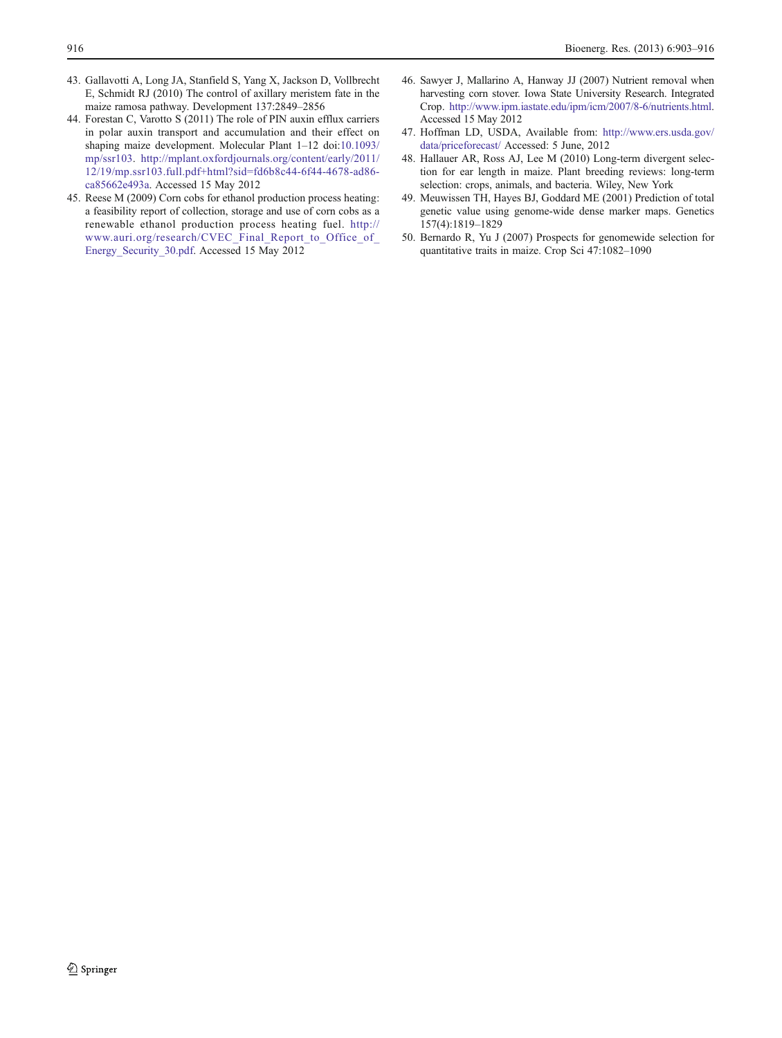43. Gallavotti A, Long JA, Stanfield S, Yang X, Jackson D, Vollbrecht E, Schmidt RJ (2010) The control of axillary meristem fate in the maize ramosa pathway. Development 137:2849–2856
44. Forestan C, Varotto S (2011) The role of PIN auxin efflux carriers in polar auxin transport and accumulation and their effect on shaping maize development. Molecular Plant 1–12 doi:10.1093/mp/ssr103. http://mplant.oxfordjournals.org/content/early/2011/12/19/mp.ssr103.full.pdf+html?sid=fd6b8c44-6f44-4678-ad86-ca85662e493a. Accessed 15 May 2012
45. Reese M (2009) Corn cobs for ethanol production process heating: a feasibility report of collection, storage and use of corn cobs as a renewable ethanol production process heating fuel. http://www.auri.org/research/CVEC_Final_Report_to_Office_of_Energy_Security_30.pdf. Accessed 15 May 2012
46. Sawyer J, Mallarino A, Hanway JJ (2007) Nutrient removal when harvesting corn stover. Iowa State University Research. Integrated Crop. http://www.ipm.iastate.edu/ipm/icm/2007/8-6/nutrients.html. Accessed 15 May 2012
47. Hoffman LD, USDA, Available from: http://www.ers.usda.gov/data/priceforecast/ Accessed: 5 June, 2012
48. Hallauer AR, Ross AJ, Lee M (2010) Long-term divergent selection for ear length in maize. Plant breeding reviews: long-term selection: crops, animals, and bacteria. Wiley, New York
49. Meuwissen TH, Hayes BJ, Goddard ME (2001) Prediction of total genetic value using genome-wide dense marker maps. Genetics 157(4):1819–1829
50. Bernardo R, Yu J (2007) Prospects for genomewide selection for quantitative traits in maize. Crop Sci 47:1082–1090